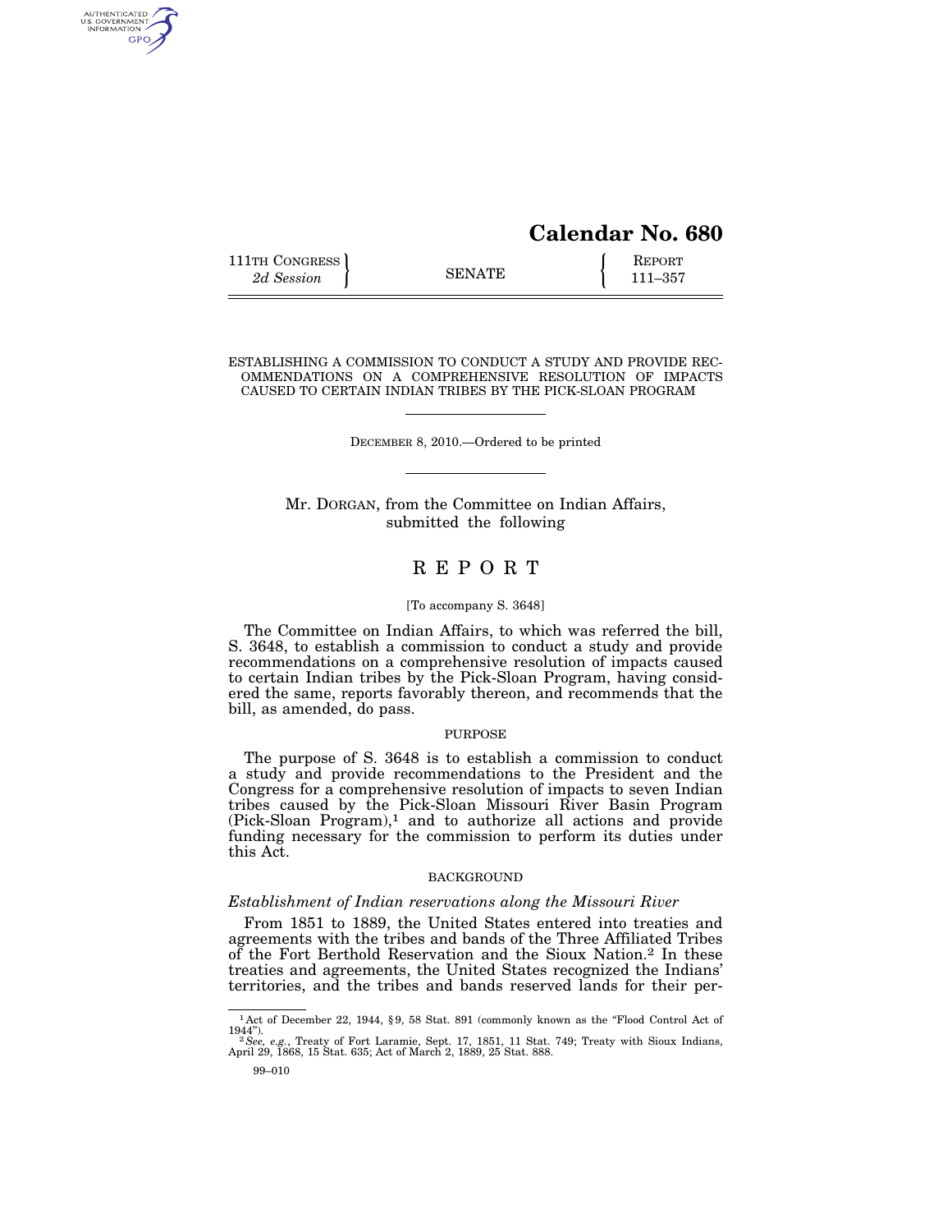# Calendar No. 680

111TH CONGRESS
*2d Session*

SENATE

REPORT
111–357

ESTABLISHING A COMMISSION TO CONDUCT A STUDY AND PROVIDE RECOMMENDATIONS ON A COMPREHENSIVE RESOLUTION OF IMPACTS CAUSED TO CERTAIN INDIAN TRIBES BY THE PICK-SLOAN PROGRAM

DECEMBER 8, 2010.—Ordered to be printed

Mr. DORGAN, from the Committee on Indian Affairs, submitted the following

# REPORT

[To accompany S. 3648]

The Committee on Indian Affairs, to which was referred the bill, S. 3648, to establish a commission to conduct a study and provide recommendations on a comprehensive resolution of impacts caused to certain Indian tribes by the Pick-Sloan Program, having considered the same, reports favorably thereon, and recommends that the bill, as amended, do pass.

## PURPOSE

The purpose of S. 3648 is to establish a commission to conduct a study and provide recommendations to the President and the Congress for a comprehensive resolution of impacts to seven Indian tribes caused by the Pick-Sloan Missouri River Basin Program (Pick-Sloan Program),[1] and to authorize all actions and provide funding necessary for the commission to perform its duties under this Act.

## BACKGROUND

### *Establishment of Indian reservations along the Missouri River*

From 1851 to 1889, the United States entered into treaties and agreements with the tribes and bands of the Three Affiliated Tribes of the Fort Berthold Reservation and the Sioux Nation.[2] In these treaties and agreements, the United States recognized the Indians' territories, and the tribes and bands reserved lands for their per-

---

[1] Act of December 22, 1944, § 9, 58 Stat. 891 (commonly known as the "Flood Control Act of 1944").

[2] *See, e.g.*, Treaty of Fort Laramie, Sept. 17, 1851, 11 Stat. 749; Treaty with Sioux Indians, April 29, 1868, 15 Stat. 635; Act of March 2, 1889, 25 Stat. 888.

99–010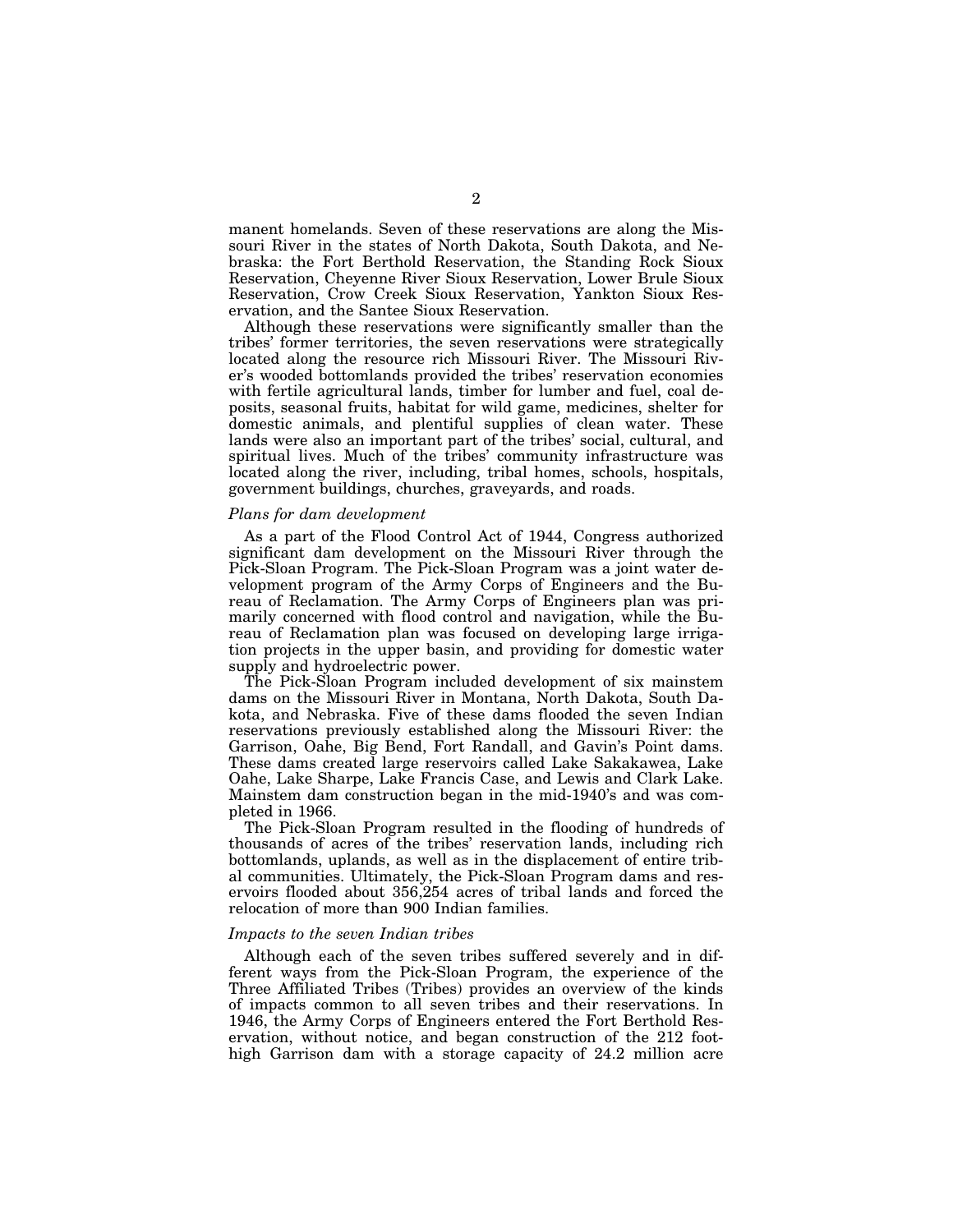manent homelands. Seven of these reservations are along the Missouri River in the states of North Dakota, South Dakota, and Nebraska: the Fort Berthold Reservation, the Standing Rock Sioux Reservation, Cheyenne River Sioux Reservation, Lower Brule Sioux Reservation, Crow Creek Sioux Reservation, Yankton Sioux Reservation, and the Santee Sioux Reservation.

Although these reservations were significantly smaller than the tribes' former territories, the seven reservations were strategically located along the resource rich Missouri River. The Missouri River's wooded bottomlands provided the tribes' reservation economies with fertile agricultural lands, timber for lumber and fuel, coal deposits, seasonal fruits, habitat for wild game, medicines, shelter for domestic animals, and plentiful supplies of clean water. These lands were also an important part of the tribes' social, cultural, and spiritual lives. Much of the tribes' community infrastructure was located along the river, including, tribal homes, schools, hospitals, government buildings, churches, graveyards, and roads.

*Plans for dam development*

As a part of the Flood Control Act of 1944, Congress authorized significant dam development on the Missouri River through the Pick-Sloan Program. The Pick-Sloan Program was a joint water development program of the Army Corps of Engineers and the Bureau of Reclamation. The Army Corps of Engineers plan was primarily concerned with flood control and navigation, while the Bureau of Reclamation plan was focused on developing large irrigation projects in the upper basin, and providing for domestic water supply and hydroelectric power.

The Pick-Sloan Program included development of six mainstem dams on the Missouri River in Montana, North Dakota, South Dakota, and Nebraska. Five of these dams flooded the seven Indian reservations previously established along the Missouri River: the Garrison, Oahe, Big Bend, Fort Randall, and Gavin's Point dams. These dams created large reservoirs called Lake Sakakawea, Lake Oahe, Lake Sharpe, Lake Francis Case, and Lewis and Clark Lake. Mainstem dam construction began in the mid-1940's and was completed in 1966.

The Pick-Sloan Program resulted in the flooding of hundreds of thousands of acres of the tribes' reservation lands, including rich bottomlands, uplands, as well as in the displacement of entire tribal communities. Ultimately, the Pick-Sloan Program dams and reservoirs flooded about 356,254 acres of tribal lands and forced the relocation of more than 900 Indian families.

*Impacts to the seven Indian tribes*

Although each of the seven tribes suffered severely and in different ways from the Pick-Sloan Program, the experience of the Three Affiliated Tribes (Tribes) provides an overview of the kinds of impacts common to all seven tribes and their reservations. In 1946, the Army Corps of Engineers entered the Fort Berthold Reservation, without notice, and began construction of the 212 foot-high Garrison dam with a storage capacity of 24.2 million acre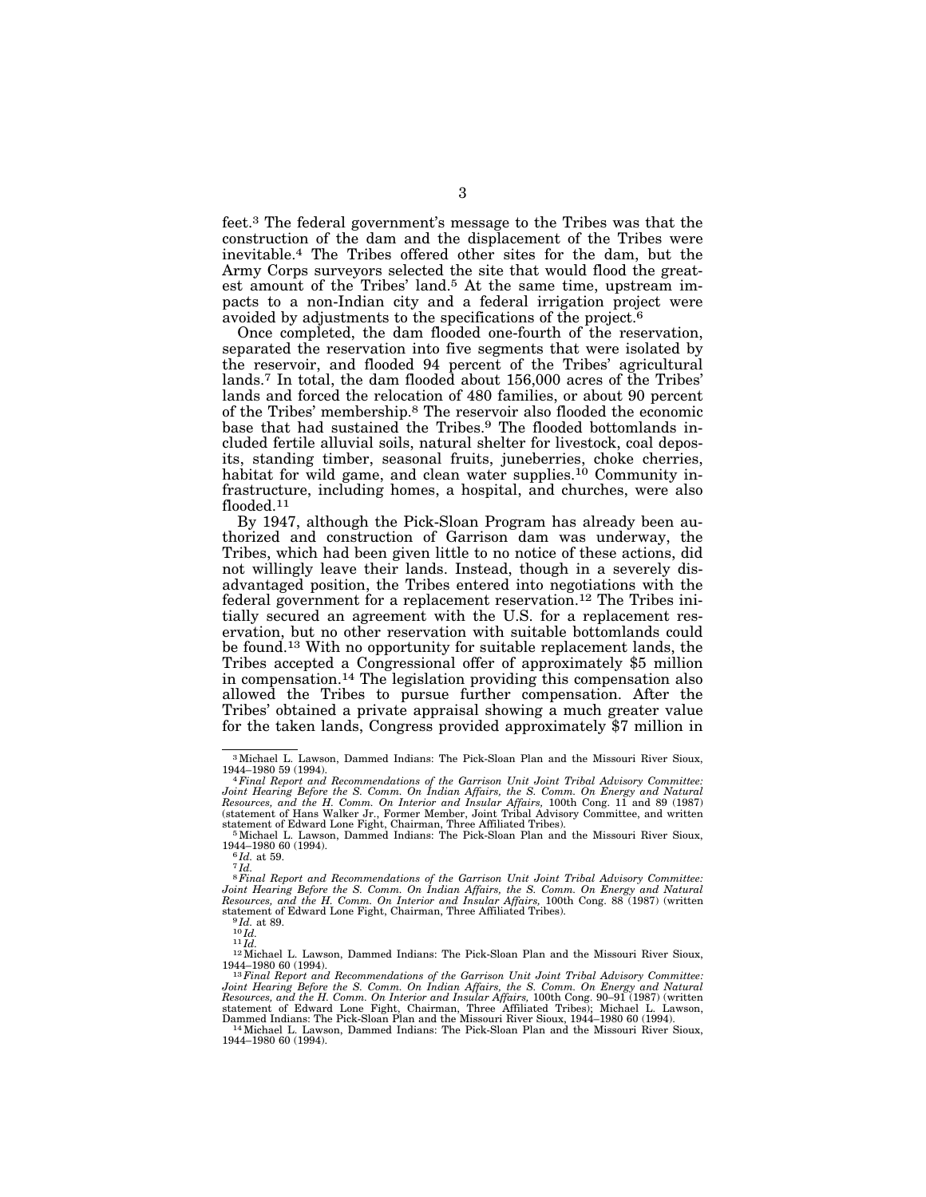feet.[3] The federal government's message to the Tribes was that the construction of the dam and the displacement of the Tribes were inevitable.[4] The Tribes offered other sites for the dam, but the Army Corps surveyors selected the site that would flood the greatest amount of the Tribes' land.[5] At the same time, upstream impacts to a non-Indian city and a federal irrigation project were avoided by adjustments to the specifications of the project.[6]

Once completed, the dam flooded one-fourth of the reservation, separated the reservation into five segments that were isolated by the reservoir, and flooded 94 percent of the Tribes' agricultural lands.[7] In total, the dam flooded about 156,000 acres of the Tribes' lands and forced the relocation of 480 families, or about 90 percent of the Tribes' membership.[8] The reservoir also flooded the economic base that had sustained the Tribes.[9] The flooded bottomlands included fertile alluvial soils, natural shelter for livestock, coal deposits, standing timber, seasonal fruits, juneberries, choke cherries, habitat for wild game, and clean water supplies.[10] Community infrastructure, including homes, a hospital, and churches, were also flooded.[11]

By 1947, although the Pick-Sloan Program has already been authorized and construction of Garrison dam was underway, the Tribes, which had been given little to no notice of these actions, did not willingly leave their lands. Instead, though in a severely disadvantaged position, the Tribes entered into negotiations with the federal government for a replacement reservation.[12] The Tribes initially secured an agreement with the U.S. for a replacement reservation, but no other reservation with suitable bottomlands could be found.[13] With no opportunity for suitable replacement lands, the Tribes accepted a Congressional offer of approximately $5 million in compensation.[14] The legislation providing this compensation also allowed the Tribes to pursue further compensation. After the Tribes' obtained a private appraisal showing a much greater value for the taken lands, Congress provided approximately $7 million in

---

[3] Michael L. Lawson, Dammed Indians: The Pick-Sloan Plan and the Missouri River Sioux, 1944–1980 59 (1994).

[4] *Final Report and Recommendations of the Garrison Unit Joint Tribal Advisory Committee: Joint Hearing Before the S. Comm. On Indian Affairs, the S. Comm. On Energy and Natural Resources, and the H. Comm. On Interior and Insular Affairs,* 100th Cong. 11 and 89 (1987) (statement of Hans Walker Jr., Former Member, Joint Tribal Advisory Committee, and written statement of Edward Lone Fight, Chairman, Three Affiliated Tribes).

[5] Michael L. Lawson, Dammed Indians: The Pick-Sloan Plan and the Missouri River Sioux, 1944–1980 60 (1994).

[6] *Id.* at 59.

[7] *Id.*

[8] *Final Report and Recommendations of the Garrison Unit Joint Tribal Advisory Committee: Joint Hearing Before the S. Comm. On Indian Affairs, the S. Comm. On Energy and Natural Resources, and the H. Comm. On Interior and Insular Affairs,* 100th Cong. 88 (1987) (written statement of Edward Lone Fight, Chairman, Three Affiliated Tribes).

[9] *Id.* at 89.

[10] *Id.*

[11] *Id.*

[12] Michael L. Lawson, Dammed Indians: The Pick-Sloan Plan and the Missouri River Sioux, 1944–1980 60 (1994).

[13] *Final Report and Recommendations of the Garrison Unit Joint Tribal Advisory Committee: Joint Hearing Before the S. Comm. On Indian Affairs, the S. Comm. On Energy and Natural Resources, and the H. Comm. On Interior and Insular Affairs,* 100th Cong. 90–91 (1987) (written statement of Edward Lone Fight, Chairman, Three Affiliated Tribes); Michael L. Lawson, Dammed Indians: The Pick-Sloan Plan and the Missouri River Sioux, 1944–1980 60 (1994).

[14] Michael L. Lawson, Dammed Indians: The Pick-Sloan Plan and the Missouri River Sioux, 1944–1980 60 (1994).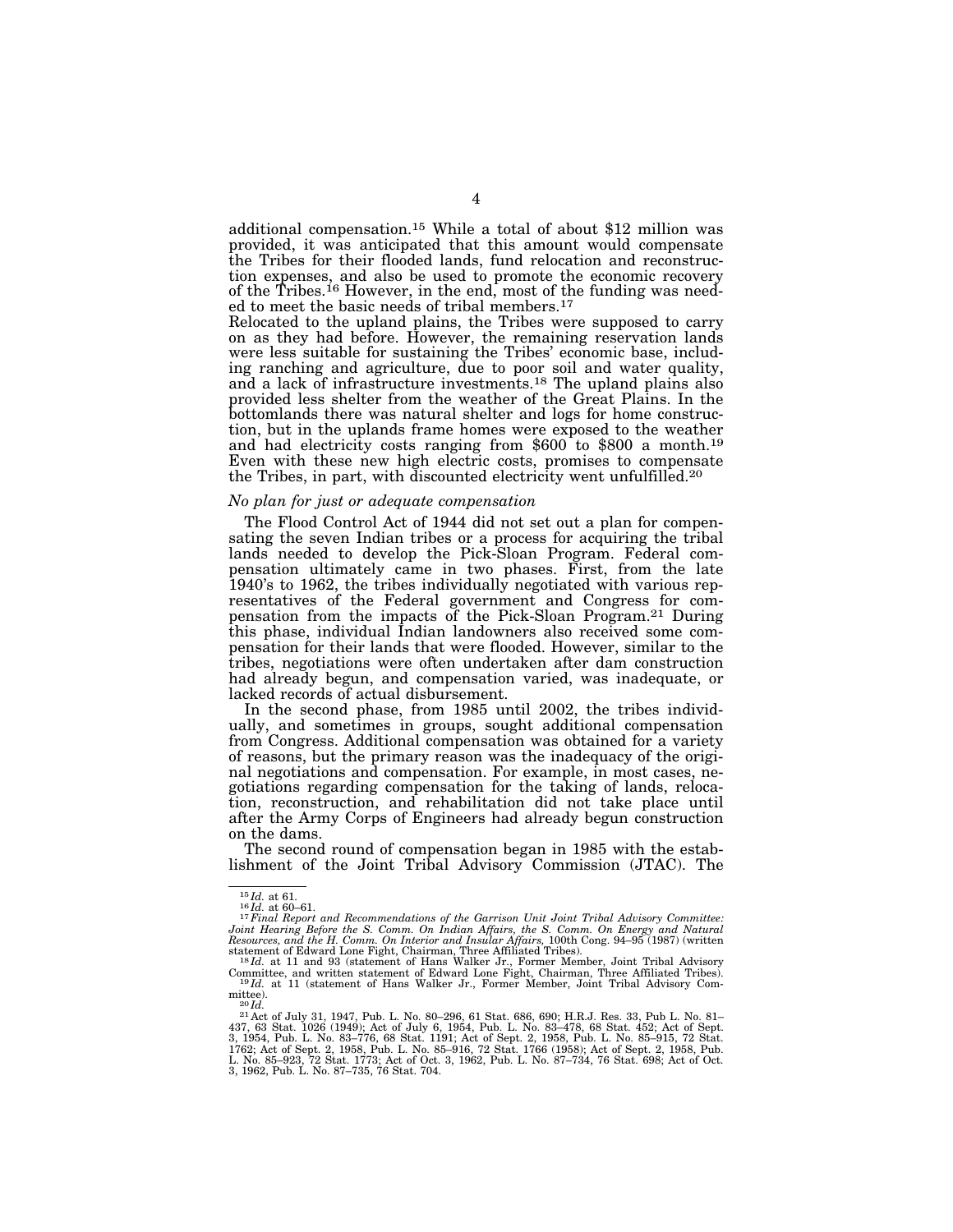additional compensation.[15] While a total of about $12 million was provided, it was anticipated that this amount would compensate the Tribes for their flooded lands, fund relocation and reconstruction expenses, and also be used to promote the economic recovery of the Tribes.[16] However, in the end, most of the funding was needed to meet the basic needs of tribal members.[17]

Relocated to the upland plains, the Tribes were supposed to carry on as they had before. However, the remaining reservation lands were less suitable for sustaining the Tribes' economic base, including ranching and agriculture, due to poor soil and water quality, and a lack of infrastructure investments.[18] The upland plains also provided less shelter from the weather of the Great Plains. In the bottomlands there was natural shelter and logs for home construction, but in the uplands frame homes were exposed to the weather and had electricity costs ranging from $600 to $800 a month.[19] Even with these new high electric costs, promises to compensate the Tribes, in part, with discounted electricity went unfulfilled.[20]

*No plan for just or adequate compensation*

The Flood Control Act of 1944 did not set out a plan for compensating the seven Indian tribes or a process for acquiring the tribal lands needed to develop the Pick-Sloan Program. Federal compensation ultimately came in two phases. First, from the late 1940's to 1962, the tribes individually negotiated with various representatives of the Federal government and Congress for compensation from the impacts of the Pick-Sloan Program.[21] During this phase, individual Indian landowners also received some compensation for their lands that were flooded. However, similar to the tribes, negotiations were often undertaken after dam construction had already begun, and compensation varied, was inadequate, or lacked records of actual disbursement.

In the second phase, from 1985 until 2002, the tribes individually, and sometimes in groups, sought additional compensation from Congress. Additional compensation was obtained for a variety of reasons, but the primary reason was the inadequacy of the original negotiations and compensation. For example, in most cases, negotiations regarding compensation for the taking of lands, relocation, reconstruction, and rehabilitation did not take place until after the Army Corps of Engineers had already begun construction on the dams.

The second round of compensation began in 1985 with the establishment of the Joint Tribal Advisory Commission (JTAC). The

---

[15] *Id.* at 61.

[16] *Id.* at 60–61.

[17] *Final Report and Recommendations of the Garrison Unit Joint Tribal Advisory Committee: Joint Hearing Before the S. Comm. On Indian Affairs, the S. Comm. On Energy and Natural Resources, and the H. Comm. On Interior and Insular Affairs,* 100th Cong. 94–95 (1987) (written statement of Edward Lone Fight, Chairman, Three Affiliated Tribes).

[18] *Id.* at 11 and 93 (statement of Hans Walker Jr., Former Member, Joint Tribal Advisory Committee, and written statement of Edward Lone Fight, Chairman, Three Affiliated Tribes).

[19] *Id.* at 11 (statement of Hans Walker Jr., Former Member, Joint Tribal Advisory Committee).

[20] *Id.*

[21] Act of July 31, 1947, Pub. L. No. 80–296, 61 Stat. 686, 690; H.R.J. Res. 33, Pub L. No. 81–437, 63 Stat. 1026 (1949); Act of July 6, 1954, Pub. L. No. 83–478, 68 Stat. 452; Act of Sept. 3, 1954, Pub. L. No. 83–776, 68 Stat. 1191; Act of Sept. 2, 1958, Pub. L. No. 85–915, 72 Stat. 1762; Act of Sept. 2, 1958, Pub. L. No. 85–916, 72 Stat. 1766 (1958); Act of Sept. 2, 1958, Pub. L. No. 85–923, 72 Stat. 1773; Act of Oct. 3, 1962, Pub. L. No. 87–734, 76 Stat. 698; Act of Oct. 3, 1962, Pub. L. No. 87–735, 76 Stat. 704.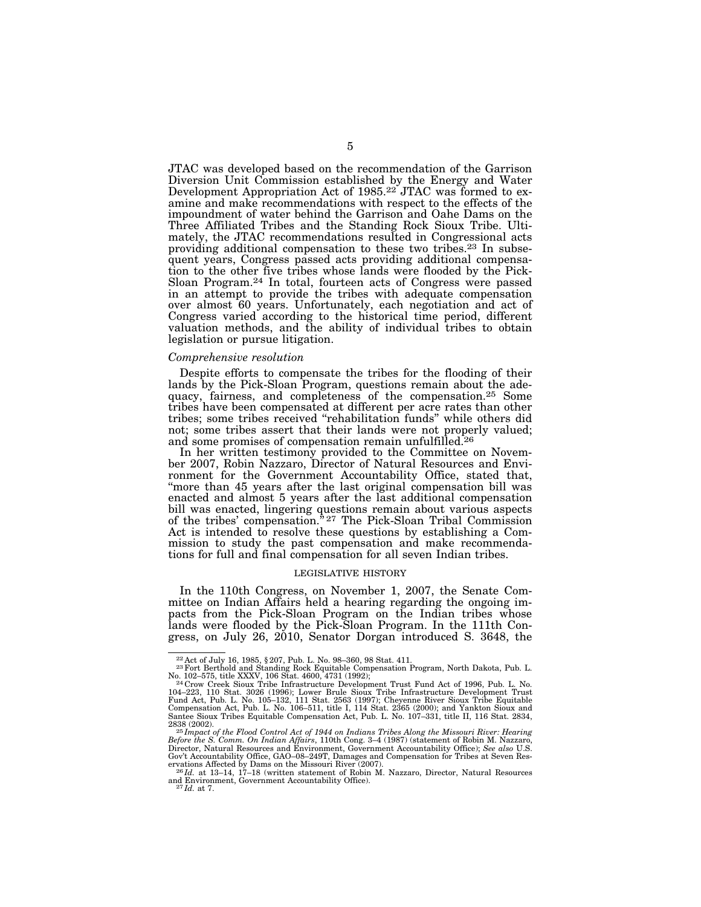JTAC was developed based on the recommendation of the Garrison Diversion Unit Commission established by the Energy and Water Development Appropriation Act of 1985.[22] JTAC was formed to examine and make recommendations with respect to the effects of the impoundment of water behind the Garrison and Oahe Dams on the Three Affiliated Tribes and the Standing Rock Sioux Tribe. Ultimately, the JTAC recommendations resulted in Congressional acts providing additional compensation to these two tribes.[23] In subsequent years, Congress passed acts providing additional compensation to the other five tribes whose lands were flooded by the Pick-Sloan Program.[24] In total, fourteen acts of Congress were passed in an attempt to provide the tribes with adequate compensation over almost 60 years. Unfortunately, each negotiation and act of Congress varied according to the historical time period, different valuation methods, and the ability of individual tribes to obtain legislation or pursue litigation.

*Comprehensive resolution*

Despite efforts to compensate the tribes for the flooding of their lands by the Pick-Sloan Program, questions remain about the adequacy, fairness, and completeness of the compensation.[25] Some tribes have been compensated at different per acre rates than other tribes; some tribes received "rehabilitation funds" while others did not; some tribes assert that their lands were not properly valued; and some promises of compensation remain unfulfilled.[26]

In her written testimony provided to the Committee on November 2007, Robin Nazzaro, Director of Natural Resources and Environment for the Government Accountability Office, stated that, "more than 45 years after the last original compensation bill was enacted and almost 5 years after the last additional compensation bill was enacted, lingering questions remain about various aspects of the tribes' compensation."[27] The Pick-Sloan Tribal Commission Act is intended to resolve these questions by establishing a Commission to study the past compensation and make recommendations for full and final compensation for all seven Indian tribes.

## LEGISLATIVE HISTORY

In the 110th Congress, on November 1, 2007, the Senate Committee on Indian Affairs held a hearing regarding the ongoing impacts from the Pick-Sloan Program on the Indian tribes whose lands were flooded by the Pick-Sloan Program. In the 111th Congress, on July 26, 2010, Senator Dorgan introduced S. 3648, the

---

[22] Act of July 16, 1985, § 207, Pub. L. No. 98–360, 98 Stat. 411.

[23] Fort Berthold and Standing Rock Equitable Compensation Program, North Dakota, Pub. L. No. 102–575, title XXXV, 106 Stat. 4600, 4731 (1992);

[24] Crow Creek Sioux Tribe Infrastructure Development Trust Fund Act of 1996, Pub. L. No. 104–223, 110 Stat. 3026 (1996); Lower Brule Sioux Tribe Infrastructure Development Trust Fund Act, Pub. L. No. 105–132, 111 Stat. 2563 (1997); Cheyenne River Sioux Tribe Equitable Compensation Act, Pub. L. No. 106–511, title I, 114 Stat. 2365 (2000); and Yankton Sioux and Santee Sioux Tribes Equitable Compensation Act, Pub. L. No. 107–331, title II, 116 Stat. 2834, 2838 (2002).

[25] *Impact of the Flood Control Act of 1944 on Indians Tribes Along the Missouri River: Hearing Before the S. Comm. On Indian Affairs*, 110th Cong. 3–4 (1987) (statement of Robin M. Nazzaro, Director, Natural Resources and Environment, Government Accountability Office); *See also* U.S. Gov't Accountability Office, GAO–08–249T, Damages and Compensation for Tribes at Seven Reservations Affected by Dams on the Missouri River (2007).

[26] *Id.* at 13–14, 17–18 (written statement of Robin M. Nazzaro, Director, Natural Resources and Environment, Government Accountability Office).

[27] *Id.* at 7.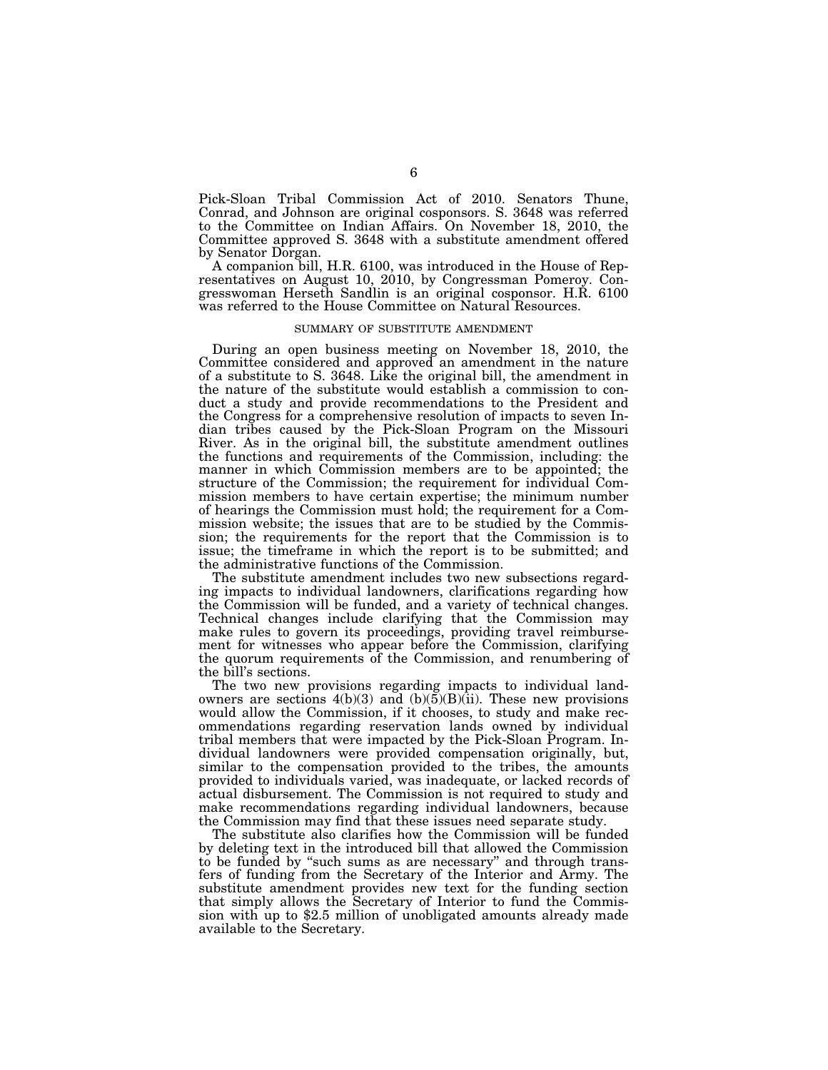Pick-Sloan Tribal Commission Act of 2010. Senators Thune, Conrad, and Johnson are original cosponsors. S. 3648 was referred to the Committee on Indian Affairs. On November 18, 2010, the Committee approved S. 3648 with a substitute amendment offered by Senator Dorgan.

A companion bill, H.R. 6100, was introduced in the House of Representatives on August 10, 2010, by Congressman Pomeroy. Congresswoman Herseth Sandlin is an original cosponsor. H.R. 6100 was referred to the House Committee on Natural Resources.

## SUMMARY OF SUBSTITUTE AMENDMENT

During an open business meeting on November 18, 2010, the Committee considered and approved an amendment in the nature of a substitute to S. 3648. Like the original bill, the amendment in the nature of the substitute would establish a commission to conduct a study and provide recommendations to the President and the Congress for a comprehensive resolution of impacts to seven Indian tribes caused by the Pick-Sloan Program on the Missouri River. As in the original bill, the substitute amendment outlines the functions and requirements of the Commission, including: the manner in which Commission members are to be appointed; the structure of the Commission; the requirement for individual Commission members to have certain expertise; the minimum number of hearings the Commission must hold; the requirement for a Commission website; the issues that are to be studied by the Commission; the requirements for the report that the Commission is to issue; the timeframe in which the report is to be submitted; and the administrative functions of the Commission.

The substitute amendment includes two new subsections regarding impacts to individual landowners, clarifications regarding how the Commission will be funded, and a variety of technical changes. Technical changes include clarifying that the Commission may make rules to govern its proceedings, providing travel reimbursement for witnesses who appear before the Commission, clarifying the quorum requirements of the Commission, and renumbering of the bill's sections.

The two new provisions regarding impacts to individual landowners are sections 4(b)(3) and (b)(5)(B)(ii). These new provisions would allow the Commission, if it chooses, to study and make recommendations regarding reservation lands owned by individual tribal members that were impacted by the Pick-Sloan Program. Individual landowners were provided compensation originally, but, similar to the compensation provided to the tribes, the amounts provided to individuals varied, was inadequate, or lacked records of actual disbursement. The Commission is not required to study and make recommendations regarding individual landowners, because the Commission may find that these issues need separate study.

The substitute also clarifies how the Commission will be funded by deleting text in the introduced bill that allowed the Commission to be funded by "such sums as are necessary" and through transfers of funding from the Secretary of the Interior and Army. The substitute amendment provides new text for the funding section that simply allows the Secretary of Interior to fund the Commission with up to $2.5 million of unobligated amounts already made available to the Secretary.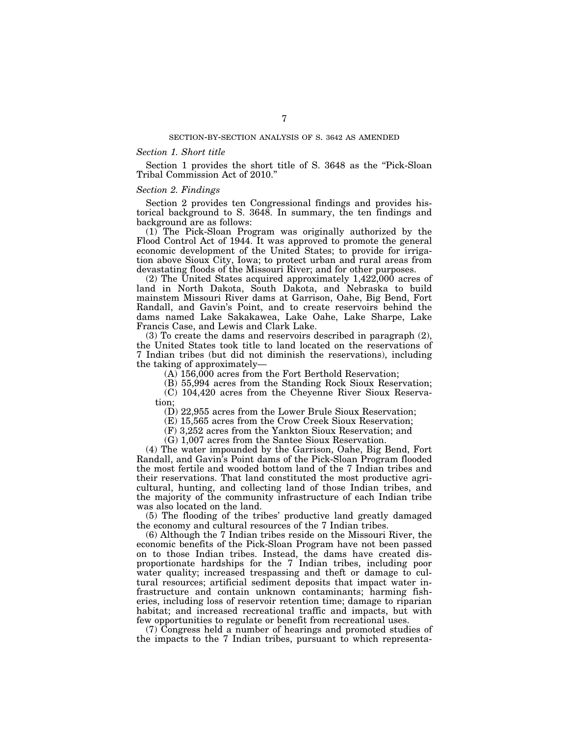SECTION-BY-SECTION ANALYSIS OF S. 3642 AS AMENDED

*Section 1. Short title*

Section 1 provides the short title of S. 3648 as the "Pick-Sloan Tribal Commission Act of 2010."

*Section 2. Findings*

Section 2 provides ten Congressional findings and provides historical background to S. 3648. In summary, the ten findings and background are as follows:

(1) The Pick-Sloan Program was originally authorized by the Flood Control Act of 1944. It was approved to promote the general economic development of the United States; to provide for irrigation above Sioux City, Iowa; to protect urban and rural areas from devastating floods of the Missouri River; and for other purposes.

(2) The United States acquired approximately 1,422,000 acres of land in North Dakota, South Dakota, and Nebraska to build mainstem Missouri River dams at Garrison, Oahe, Big Bend, Fort Randall, and Gavin's Point, and to create reservoirs behind the dams named Lake Sakakawea, Lake Oahe, Lake Sharpe, Lake Francis Case, and Lewis and Clark Lake.

(3) To create the dams and reservoirs described in paragraph (2), the United States took title to land located on the reservations of 7 Indian tribes (but did not diminish the reservations), including the taking of approximately—

(A) 156,000 acres from the Fort Berthold Reservation;

(B) 55,994 acres from the Standing Rock Sioux Reservation;

(C) 104,420 acres from the Cheyenne River Sioux Reservation;

(D) 22,955 acres from the Lower Brule Sioux Reservation;

(E) 15,565 acres from the Crow Creek Sioux Reservation;

(F) 3,252 acres from the Yankton Sioux Reservation; and

(G) 1,007 acres from the Santee Sioux Reservation.

(4) The water impounded by the Garrison, Oahe, Big Bend, Fort Randall, and Gavin's Point dams of the Pick-Sloan Program flooded the most fertile and wooded bottom land of the 7 Indian tribes and their reservations. That land constituted the most productive agricultural, hunting, and collecting land of those Indian tribes, and the majority of the community infrastructure of each Indian tribe was also located on the land.

(5) The flooding of the tribes' productive land greatly damaged the economy and cultural resources of the 7 Indian tribes.

(6) Although the 7 Indian tribes reside on the Missouri River, the economic benefits of the Pick-Sloan Program have not been passed on to those Indian tribes. Instead, the dams have created disproportionate hardships for the 7 Indian tribes, including poor water quality; increased trespassing and theft or damage to cultural resources; artificial sediment deposits that impact water infrastructure and contain unknown contaminants; harming fisheries, including loss of reservoir retention time; damage to riparian habitat; and increased recreational traffic and impacts, but with few opportunities to regulate or benefit from recreational uses.

(7) Congress held a number of hearings and promoted studies of the impacts to the 7 Indian tribes, pursuant to which representa-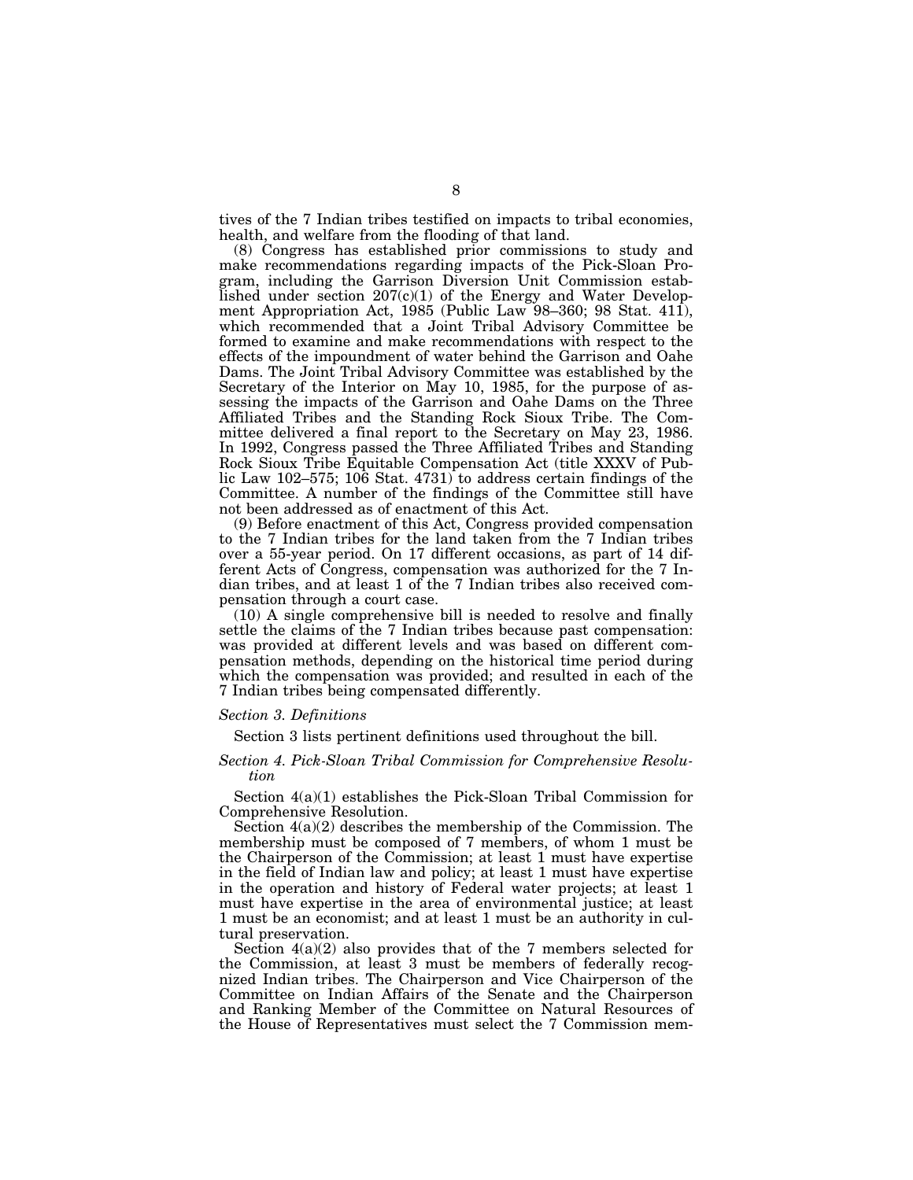tives of the 7 Indian tribes testified on impacts to tribal economies, health, and welfare from the flooding of that land.

(8) Congress has established prior commissions to study and make recommendations regarding impacts of the Pick-Sloan Program, including the Garrison Diversion Unit Commission established under section 207(c)(1) of the Energy and Water Development Appropriation Act, 1985 (Public Law 98–360; 98 Stat. 411), which recommended that a Joint Tribal Advisory Committee be formed to examine and make recommendations with respect to the effects of the impoundment of water behind the Garrison and Oahe Dams. The Joint Tribal Advisory Committee was established by the Secretary of the Interior on May 10, 1985, for the purpose of assessing the impacts of the Garrison and Oahe Dams on the Three Affiliated Tribes and the Standing Rock Sioux Tribe. The Committee delivered a final report to the Secretary on May 23, 1986. In 1992, Congress passed the Three Affiliated Tribes and Standing Rock Sioux Tribe Equitable Compensation Act (title XXXV of Public Law 102–575; 106 Stat. 4731) to address certain findings of the Committee. A number of the findings of the Committee still have not been addressed as of enactment of this Act.

(9) Before enactment of this Act, Congress provided compensation to the 7 Indian tribes for the land taken from the 7 Indian tribes over a 55-year period. On 17 different occasions, as part of 14 different Acts of Congress, compensation was authorized for the 7 Indian tribes, and at least 1 of the 7 Indian tribes also received compensation through a court case.

(10) A single comprehensive bill is needed to resolve and finally settle the claims of the 7 Indian tribes because past compensation: was provided at different levels and was based on different compensation methods, depending on the historical time period during which the compensation was provided; and resulted in each of the 7 Indian tribes being compensated differently.

*Section 3. Definitions*

Section 3 lists pertinent definitions used throughout the bill.

*Section 4. Pick-Sloan Tribal Commission for Comprehensive Resolution*

Section 4(a)(1) establishes the Pick-Sloan Tribal Commission for Comprehensive Resolution.

Section 4(a)(2) describes the membership of the Commission. The membership must be composed of 7 members, of whom 1 must be the Chairperson of the Commission; at least 1 must have expertise in the field of Indian law and policy; at least 1 must have expertise in the operation and history of Federal water projects; at least 1 must have expertise in the area of environmental justice; at least 1 must be an economist; and at least 1 must be an authority in cultural preservation.

Section 4(a)(2) also provides that of the 7 members selected for the Commission, at least 3 must be members of federally recognized Indian tribes. The Chairperson and Vice Chairperson of the Committee on Indian Affairs of the Senate and the Chairperson and Ranking Member of the Committee on Natural Resources of the House of Representatives must select the 7 Commission mem-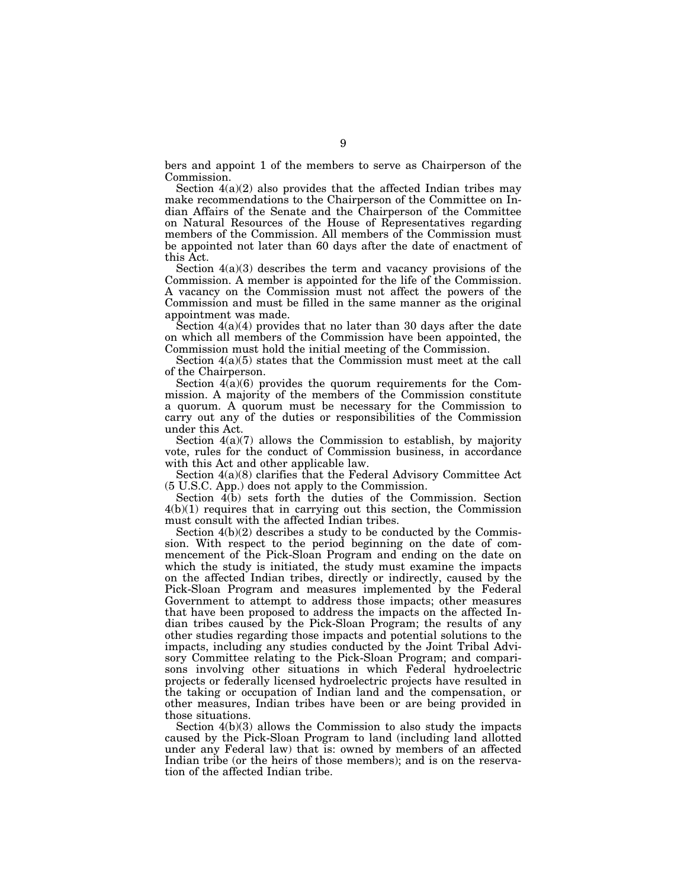bers and appoint 1 of the members to serve as Chairperson of the Commission.

Section 4(a)(2) also provides that the affected Indian tribes may make recommendations to the Chairperson of the Committee on Indian Affairs of the Senate and the Chairperson of the Committee on Natural Resources of the House of Representatives regarding members of the Commission. All members of the Commission must be appointed not later than 60 days after the date of enactment of this Act.

Section 4(a)(3) describes the term and vacancy provisions of the Commission. A member is appointed for the life of the Commission. A vacancy on the Commission must not affect the powers of the Commission and must be filled in the same manner as the original appointment was made.

Section 4(a)(4) provides that no later than 30 days after the date on which all members of the Commission have been appointed, the Commission must hold the initial meeting of the Commission.

Section 4(a)(5) states that the Commission must meet at the call of the Chairperson.

Section 4(a)(6) provides the quorum requirements for the Commission. A majority of the members of the Commission constitute a quorum. A quorum must be necessary for the Commission to carry out any of the duties or responsibilities of the Commission under this Act.

Section 4(a)(7) allows the Commission to establish, by majority vote, rules for the conduct of Commission business, in accordance with this Act and other applicable law.

Section 4(a)(8) clarifies that the Federal Advisory Committee Act (5 U.S.C. App.) does not apply to the Commission.

Section 4(b) sets forth the duties of the Commission. Section 4(b)(1) requires that in carrying out this section, the Commission must consult with the affected Indian tribes.

Section 4(b)(2) describes a study to be conducted by the Commission. With respect to the period beginning on the date of commencement of the Pick-Sloan Program and ending on the date on which the study is initiated, the study must examine the impacts on the affected Indian tribes, directly or indirectly, caused by the Pick-Sloan Program and measures implemented by the Federal Government to attempt to address those impacts; other measures that have been proposed to address the impacts on the affected Indian tribes caused by the Pick-Sloan Program; the results of any other studies regarding those impacts and potential solutions to the impacts, including any studies conducted by the Joint Tribal Advisory Committee relating to the Pick-Sloan Program; and comparisons involving other situations in which Federal hydroelectric projects or federally licensed hydroelectric projects have resulted in the taking or occupation of Indian land and the compensation, or other measures, Indian tribes have been or are being provided in those situations.

Section 4(b)(3) allows the Commission to also study the impacts caused by the Pick-Sloan Program to land (including land allotted under any Federal law) that is: owned by members of an affected Indian tribe (or the heirs of those members); and is on the reservation of the affected Indian tribe.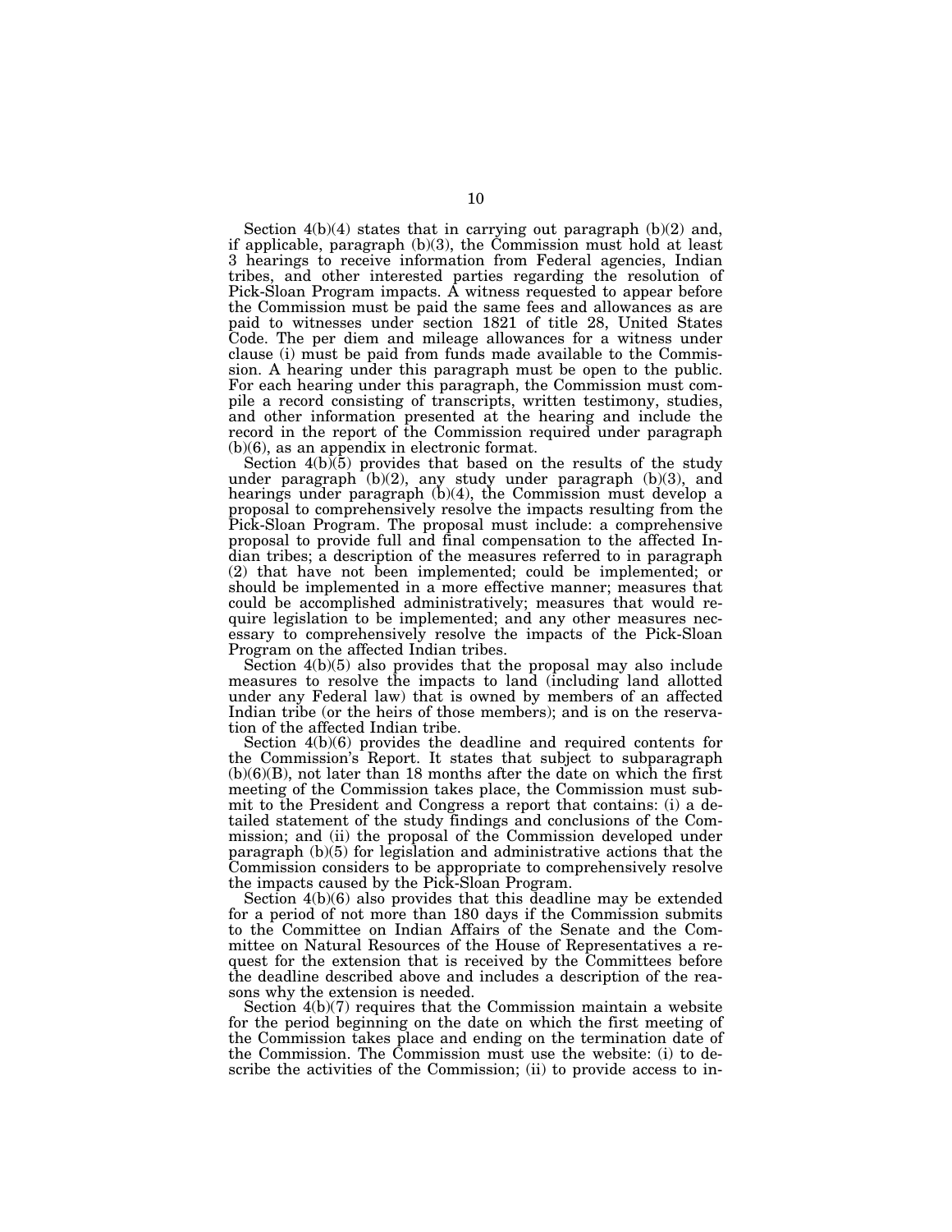Section 4(b)(4) states that in carrying out paragraph (b)(2) and, if applicable, paragraph (b)(3), the Commission must hold at least 3 hearings to receive information from Federal agencies, Indian tribes, and other interested parties regarding the resolution of Pick-Sloan Program impacts. A witness requested to appear before the Commission must be paid the same fees and allowances as are paid to witnesses under section 1821 of title 28, United States Code. The per diem and mileage allowances for a witness under clause (i) must be paid from funds made available to the Commission. A hearing under this paragraph must be open to the public. For each hearing under this paragraph, the Commission must compile a record consisting of transcripts, written testimony, studies, and other information presented at the hearing and include the record in the report of the Commission required under paragraph (b)(6), as an appendix in electronic format.

Section 4(b)(5) provides that based on the results of the study under paragraph (b)(2), any study under paragraph (b)(3), and hearings under paragraph (b)(4), the Commission must develop a proposal to comprehensively resolve the impacts resulting from the Pick-Sloan Program. The proposal must include: a comprehensive proposal to provide full and final compensation to the affected Indian tribes; a description of the measures referred to in paragraph (2) that have not been implemented; could be implemented; or should be implemented in a more effective manner; measures that could be accomplished administratively; measures that would require legislation to be implemented; and any other measures necessary to comprehensively resolve the impacts of the Pick-Sloan Program on the affected Indian tribes.

Section 4(b)(5) also provides that the proposal may also include measures to resolve the impacts to land (including land allotted under any Federal law) that is owned by members of an affected Indian tribe (or the heirs of those members); and is on the reservation of the affected Indian tribe.

Section 4(b)(6) provides the deadline and required contents for the Commission's Report. It states that subject to subparagraph (b)(6)(B), not later than 18 months after the date on which the first meeting of the Commission takes place, the Commission must submit to the President and Congress a report that contains: (i) a detailed statement of the study findings and conclusions of the Commission; and (ii) the proposal of the Commission developed under paragraph (b)(5) for legislation and administrative actions that the Commission considers to be appropriate to comprehensively resolve the impacts caused by the Pick-Sloan Program.

Section 4(b)(6) also provides that this deadline may be extended for a period of not more than 180 days if the Commission submits to the Committee on Indian Affairs of the Senate and the Committee on Natural Resources of the House of Representatives a request for the extension that is received by the Committees before the deadline described above and includes a description of the reasons why the extension is needed.

Section 4(b)(7) requires that the Commission maintain a website for the period beginning on the date on which the first meeting of the Commission takes place and ending on the termination date of the Commission. The Commission must use the website: (i) to describe the activities of the Commission; (ii) to provide access to in-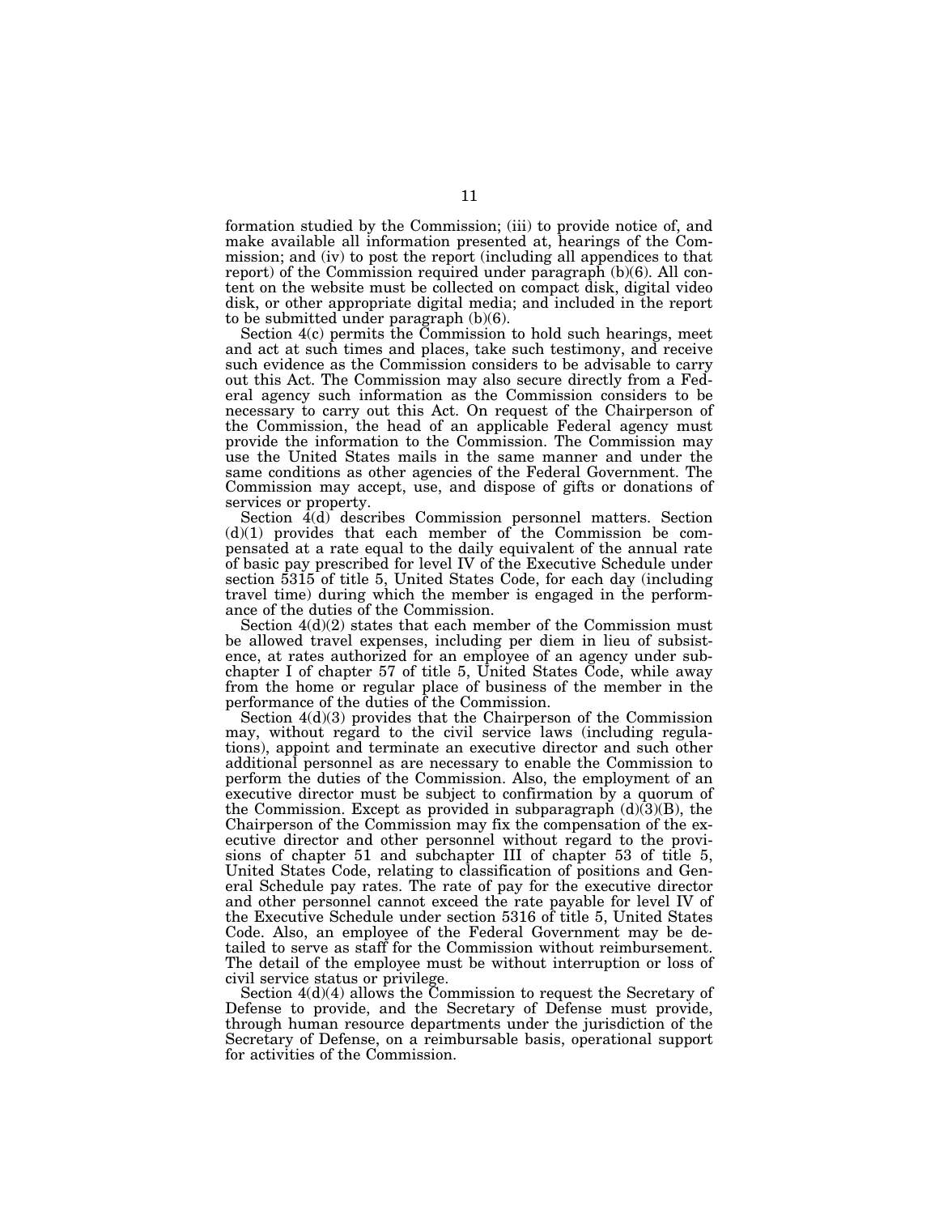formation studied by the Commission; (iii) to provide notice of, and make available all information presented at, hearings of the Commission; and (iv) to post the report (including all appendices to that report) of the Commission required under paragraph (b)(6). All content on the website must be collected on compact disk, digital video disk, or other appropriate digital media; and included in the report to be submitted under paragraph (b)(6).

Section 4(c) permits the Commission to hold such hearings, meet and act at such times and places, take such testimony, and receive such evidence as the Commission considers to be advisable to carry out this Act. The Commission may also secure directly from a Federal agency such information as the Commission considers to be necessary to carry out this Act. On request of the Chairperson of the Commission, the head of an applicable Federal agency must provide the information to the Commission. The Commission may use the United States mails in the same manner and under the same conditions as other agencies of the Federal Government. The Commission may accept, use, and dispose of gifts or donations of services or property.

Section 4(d) describes Commission personnel matters. Section (d)(1) provides that each member of the Commission be compensated at a rate equal to the daily equivalent of the annual rate of basic pay prescribed for level IV of the Executive Schedule under section 5315 of title 5, United States Code, for each day (including travel time) during which the member is engaged in the performance of the duties of the Commission.

Section 4(d)(2) states that each member of the Commission must be allowed travel expenses, including per diem in lieu of subsistence, at rates authorized for an employee of an agency under subchapter I of chapter 57 of title 5, United States Code, while away from the home or regular place of business of the member in the performance of the duties of the Commission.

Section 4(d)(3) provides that the Chairperson of the Commission may, without regard to the civil service laws (including regulations), appoint and terminate an executive director and such other additional personnel as are necessary to enable the Commission to perform the duties of the Commission. Also, the employment of an executive director must be subject to confirmation by a quorum of the Commission. Except as provided in subparagraph (d)(3)(B), the Chairperson of the Commission may fix the compensation of the executive director and other personnel without regard to the provisions of chapter 51 and subchapter III of chapter 53 of title 5, United States Code, relating to classification of positions and General Schedule pay rates. The rate of pay for the executive director and other personnel cannot exceed the rate payable for level IV of the Executive Schedule under section 5316 of title 5, United States Code. Also, an employee of the Federal Government may be detailed to serve as staff for the Commission without reimbursement. The detail of the employee must be without interruption or loss of civil service status or privilege.

Section 4(d)(4) allows the Commission to request the Secretary of Defense to provide, and the Secretary of Defense must provide, through human resource departments under the jurisdiction of the Secretary of Defense, on a reimbursable basis, operational support for activities of the Commission.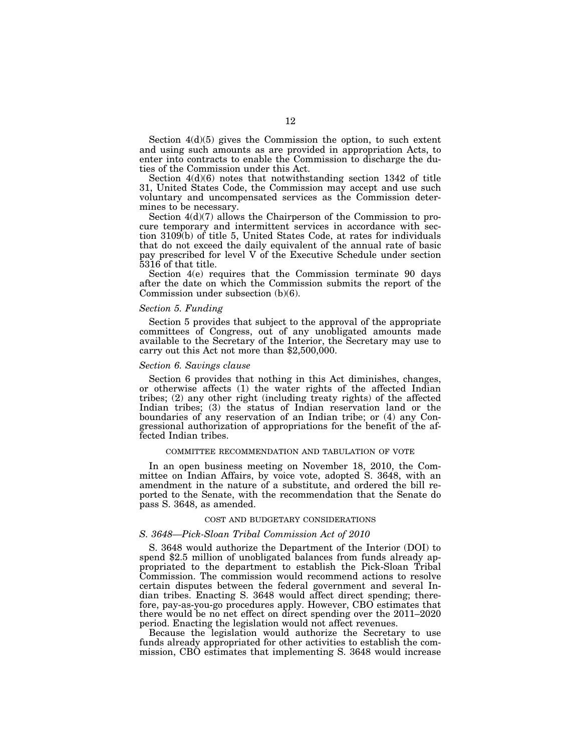Section 4(d)(5) gives the Commission the option, to such extent and using such amounts as are provided in appropriation Acts, to enter into contracts to enable the Commission to discharge the duties of the Commission under this Act.

Section 4(d)(6) notes that notwithstanding section 1342 of title 31, United States Code, the Commission may accept and use such voluntary and uncompensated services as the Commission determines to be necessary.

Section 4(d)(7) allows the Chairperson of the Commission to procure temporary and intermittent services in accordance with section 3109(b) of title 5, United States Code, at rates for individuals that do not exceed the daily equivalent of the annual rate of basic pay prescribed for level V of the Executive Schedule under section 5316 of that title.

Section 4(e) requires that the Commission terminate 90 days after the date on which the Commission submits the report of the Commission under subsection (b)(6).

### *Section 5. Funding*

Section 5 provides that subject to the approval of the appropriate committees of Congress, out of any unobligated amounts made available to the Secretary of the Interior, the Secretary may use to carry out this Act not more than $2,500,000.

### *Section 6. Savings clause*

Section 6 provides that nothing in this Act diminishes, changes, or otherwise affects (1) the water rights of the affected Indian tribes; (2) any other right (including treaty rights) of the affected Indian tribes; (3) the status of Indian reservation land or the boundaries of any reservation of an Indian tribe; or (4) any Congressional authorization of appropriations for the benefit of the affected Indian tribes.

## COMMITTEE RECOMMENDATION AND TABULATION OF VOTE

In an open business meeting on November 18, 2010, the Committee on Indian Affairs, by voice vote, adopted S. 3648, with an amendment in the nature of a substitute, and ordered the bill reported to the Senate, with the recommendation that the Senate do pass S. 3648, as amended.

## COST AND BUDGETARY CONSIDERATIONS

### *S. 3648—Pick-Sloan Tribal Commission Act of 2010*

S. 3648 would authorize the Department of the Interior (DOI) to spend $2.5 million of unobligated balances from funds already appropriated to the department to establish the Pick-Sloan Tribal Commission. The commission would recommend actions to resolve certain disputes between the federal government and several Indian tribes. Enacting S. 3648 would affect direct spending; therefore, pay-as-you-go procedures apply. However, CBO estimates that there would be no net effect on direct spending over the 2011–2020 period. Enacting the legislation would not affect revenues.

Because the legislation would authorize the Secretary to use funds already appropriated for other activities to establish the commission, CBO estimates that implementing S. 3648 would increase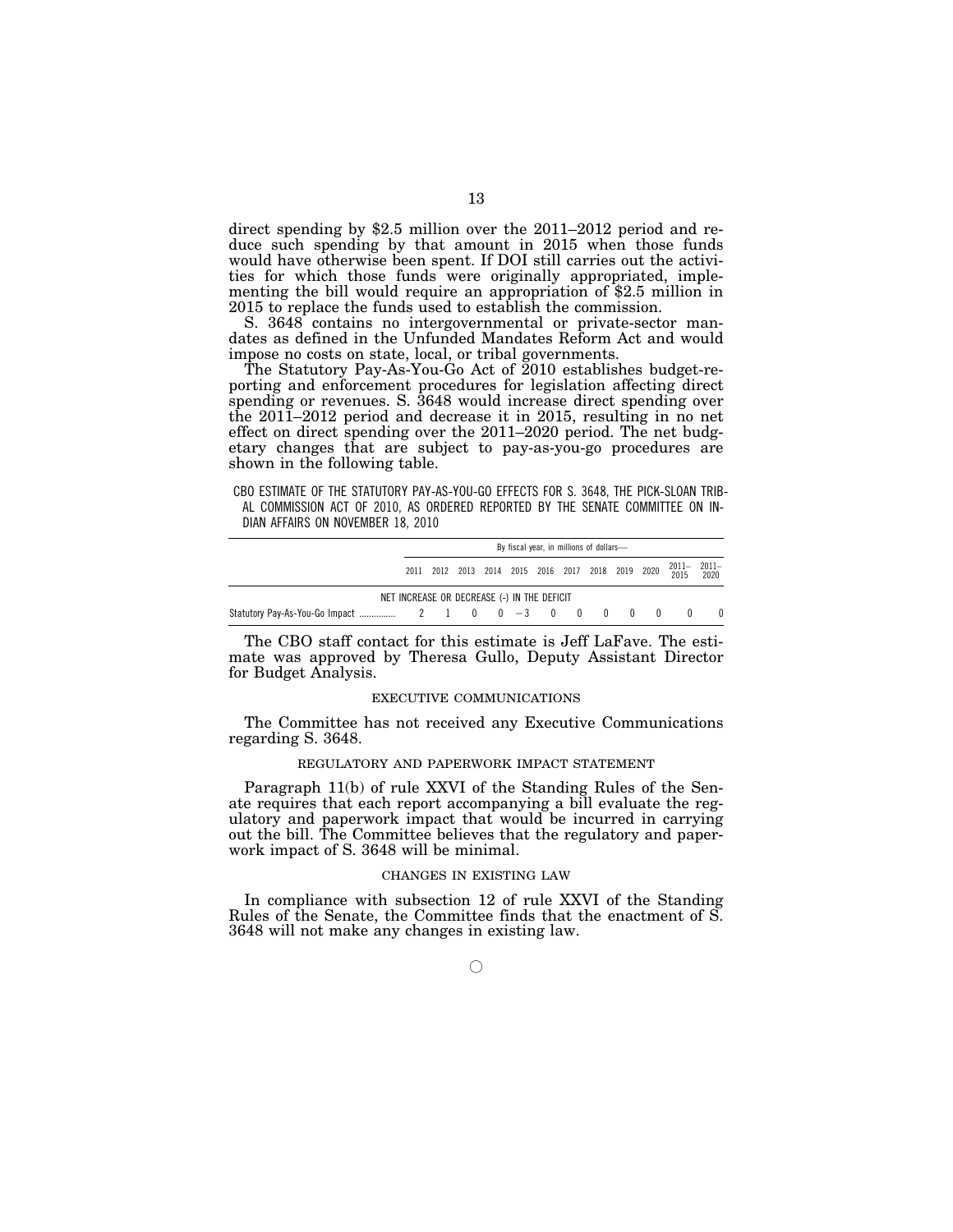direct spending by $2.5 million over the 2011–2012 period and reduce such spending by that amount in 2015 when those funds would have otherwise been spent. If DOI still carries out the activities for which those funds were originally appropriated, implementing the bill would require an appropriation of $2.5 million in 2015 to replace the funds used to establish the commission.

S. 3648 contains no intergovernmental or private-sector mandates as defined in the Unfunded Mandates Reform Act and would impose no costs on state, local, or tribal governments.

The Statutory Pay-As-You-Go Act of 2010 establishes budget-reporting and enforcement procedures for legislation affecting direct spending or revenues. S. 3648 would increase direct spending over the 2011–2012 period and decrease it in 2015, resulting in no net effect on direct spending over the 2011–2020 period. The net budgetary changes that are subject to pay-as-you-go procedures are shown in the following table.

CBO ESTIMATE OF THE STATUTORY PAY-AS-YOU-GO EFFECTS FOR S. 3648, THE PICK-SLOAN TRIBAL COMMISSION ACT OF 2010, AS ORDERED REPORTED BY THE SENATE COMMITTEE ON INDIAN AFFAIRS ON NOVEMBER 18, 2010

| | By fiscal year, in millions of dollars— | | | | | | | | | | | |
|---|---|---|---|---|---|---|---|---|---|---|---|---|
| | 2011 | 2012 | 2013 | 2014 | 2015 | 2016 | 2017 | 2018 | 2019 | 2020 | 2011–2015 | 2011–2020 |
| NET INCREASE OR DECREASE (-) IN THE DEFICIT | | | | | | | | | | | | |
| Statutory Pay-As-You-Go Impact | 2 | 1 | 0 | 0 | −3 | 0 | 0 | 0 | 0 | 0 | 0 | 0 |

The CBO staff contact for this estimate is Jeff LaFave. The estimate was approved by Theresa Gullo, Deputy Assistant Director for Budget Analysis.

## EXECUTIVE COMMUNICATIONS

The Committee has not received any Executive Communications regarding S. 3648.

## REGULATORY AND PAPERWORK IMPACT STATEMENT

Paragraph 11(b) of rule XXVI of the Standing Rules of the Senate requires that each report accompanying a bill evaluate the regulatory and paperwork impact that would be incurred in carrying out the bill. The Committee believes that the regulatory and paperwork impact of S. 3648 will be minimal.

## CHANGES IN EXISTING LAW

In compliance with subsection 12 of rule XXVI of the Standing Rules of the Senate, the Committee finds that the enactment of S. 3648 will not make any changes in existing law.